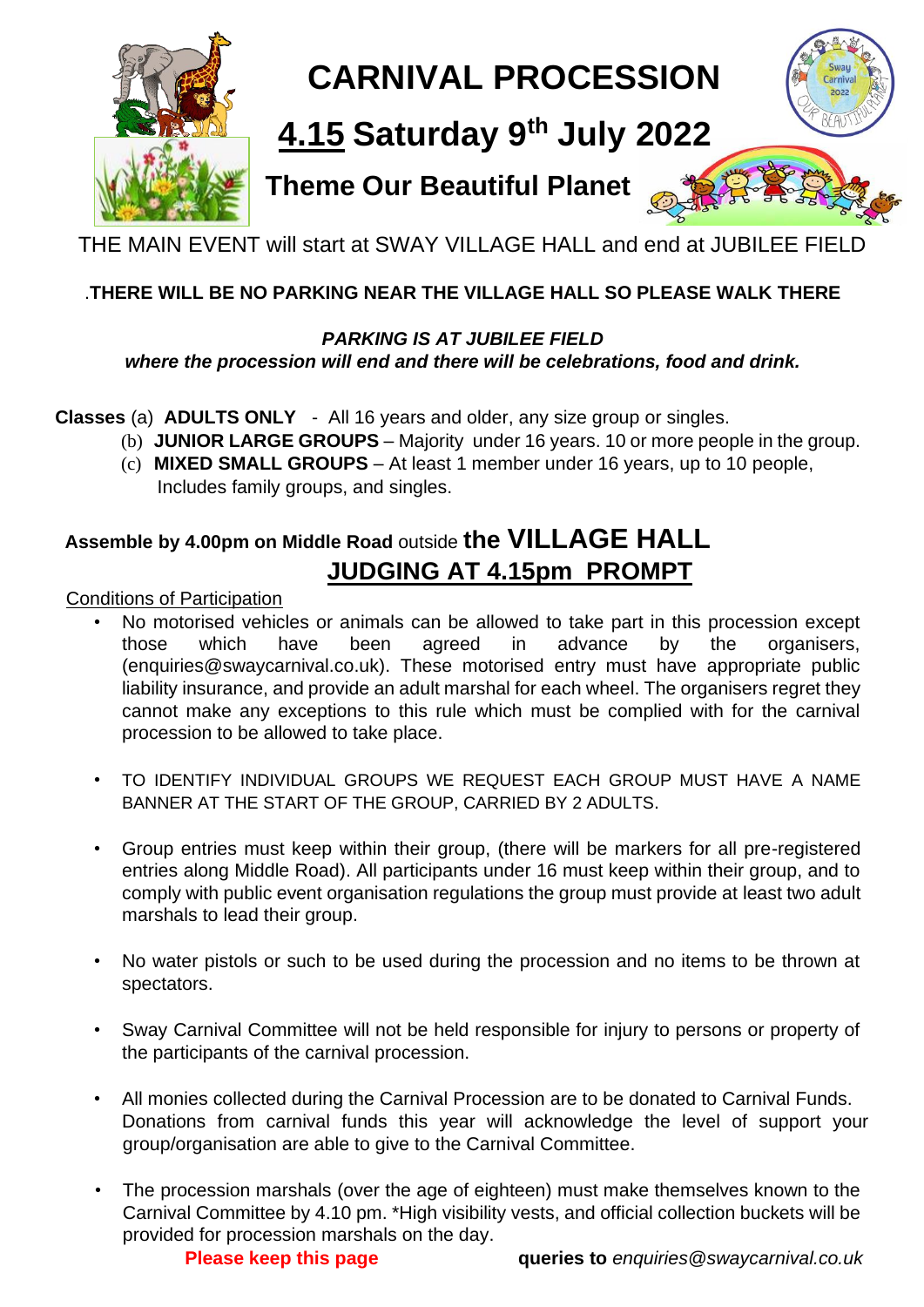# CARNIVAL PROCESSION

## 4.15 Saturday 9th July 2022

### Theme Our Beautiful Planet

THE MAIN EVENT will start at SWAY VILLAGE HALL and end at JUBILEE FIELD

.**THERE WILL BE NO PARKING NEAR THE VILLAGE HALL SO PLEASE WALK THERE**

***PARKING IS AT JUBILEE FIELD***
***where the procession will end and there will be celebrations, food and drink.***

**Classes** (a) **ADULTS ONLY** - All 16 years and older, any size group or singles.
(b) **JUNIOR LARGE GROUPS** – Majority under 16 years. 10 or more people in the group.
(c) **MIXED SMALL GROUPS** – At least 1 member under 16 years, up to 10 people, Includes family groups, and singles.

**Assemble by 4.00pm on Middle Road** outside **the VILLAGE HALL**
**JUDGING AT 4.15pm PROMPT**

Conditions of Participation

- No motorised vehicles or animals can be allowed to take part in this procession except those which have been agreed in advance by the organisers, (enquiries@swaycarnival.co.uk). These motorised entry must have appropriate public liability insurance, and provide an adult marshal for each wheel. The organisers regret they cannot make any exceptions to this rule which must be complied with for the carnival procession to be allowed to take place.
- TO IDENTIFY INDIVIDUAL GROUPS WE REQUEST EACH GROUP MUST HAVE A NAME BANNER AT THE START OF THE GROUP, CARRIED BY 2 ADULTS.
- Group entries must keep within their group, (there will be markers for all pre-registered entries along Middle Road). All participants under 16 must keep within their group, and to comply with public event organisation regulations the group must provide at least two adult marshals to lead their group.
- No water pistols or such to be used during the procession and no items to be thrown at spectators.
- Sway Carnival Committee will not be held responsible for injury to persons or property of the participants of the carnival procession.
- All monies collected during the Carnival Procession are to be donated to Carnival Funds. Donations from carnival funds this year will acknowledge the level of support your group/organisation are able to give to the Carnival Committee.
- The procession marshals (over the age of eighteen) must make themselves known to the Carnival Committee by 4.10 pm. *High visibility vests, and official collection buckets will be provided for procession marshals on the day.

**Please keep this page** **queries to** *enquiries@swaycarnival.co.uk*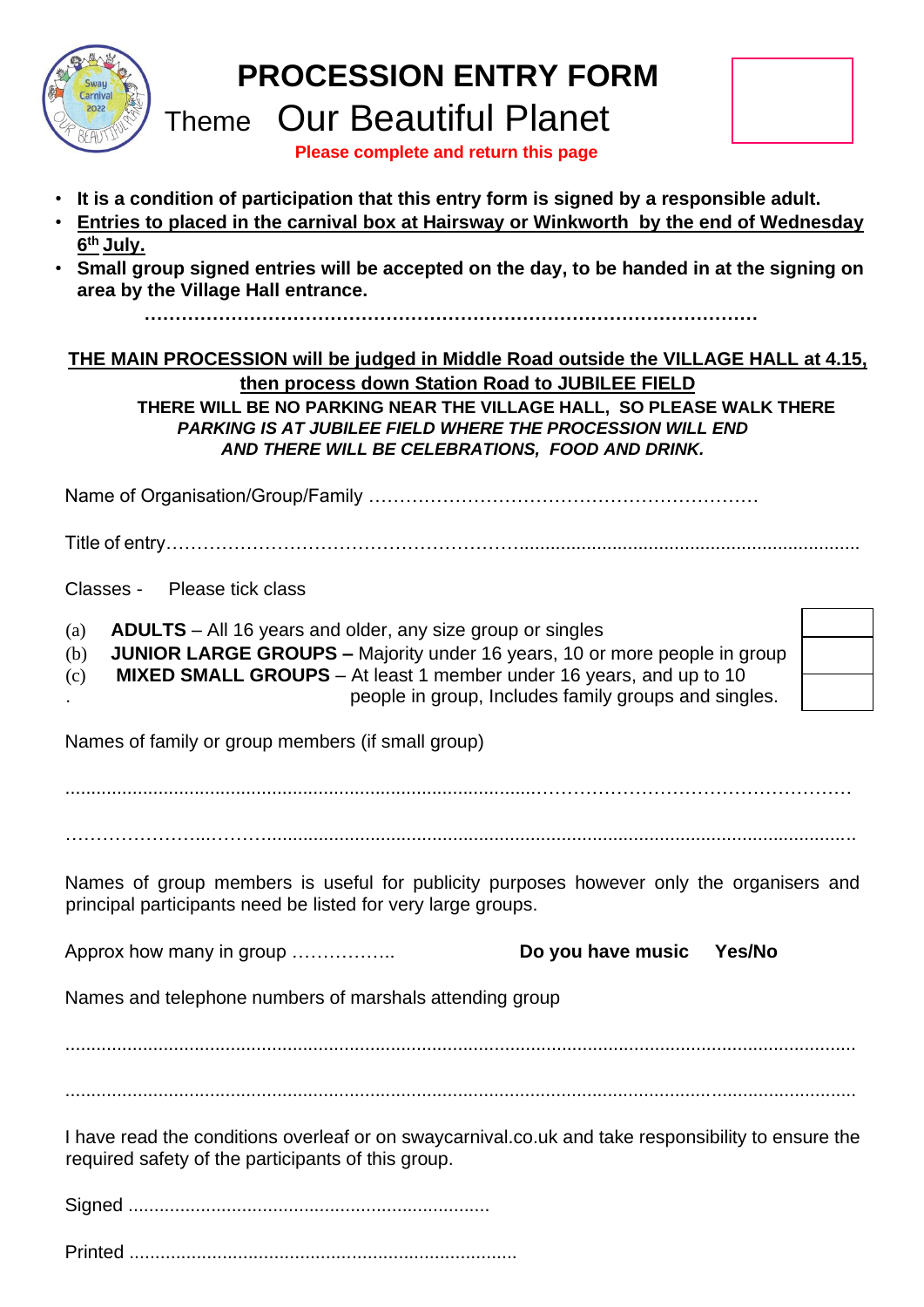# PROCESSION ENTRY FORM

## Theme Our Beautiful Planet

**Please complete and return this page**

- **It is a condition of participation that this entry form is signed by a responsible adult.**
- **Entries to placed in the carnival box at Hairsway or Winkworth by the end of Wednesday 6th July.**
- **Small group signed entries will be accepted on the day, to be handed in at the signing on area by the Village Hall entrance.**

…………………………………………………………………………………………

**THE MAIN PROCESSION will be judged in Middle Road outside the VILLAGE HALL at 4.15, then process down Station Road to JUBILEE FIELD**

**THERE WILL BE NO PARKING NEAR THE VILLAGE HALL, SO PLEASE WALK THERE**

***PARKING IS AT JUBILEE FIELD WHERE THE PROCESSION WILL END AND THERE WILL BE CELEBRATIONS, FOOD AND DRINK.***

Name of Organisation/Group/Family ………………………………………………………

Title of entry……………………………………………………………………………………………………

Classes - Please tick class

| | | |
|---|---|---|
| (a) | **ADULTS** – All 16 years and older, any size group or singles | |
| (b) | **JUNIOR LARGE GROUPS –** Majority under 16 years, 10 or more people in group | |
| (c) | **MIXED SMALL GROUPS** – At least 1 member under 16 years, and up to 10 people in group, Includes family groups and singles. | |

Names of family or group members (if small group)

……………………………………………………………………………………………………………………

……………………………………………………………………………………………………………………

Names of group members is useful for publicity purposes however only the organisers and principal participants need be listed for very large groups.

Approx how many in group ……………..                    **Do you have music   Yes/No**

Names and telephone numbers of marshals attending group

……………………………………………………………………………………………………………………

……………………………………………………………………………………………………………………

I have read the conditions overleaf or on swaycarnival.co.uk and take responsibility to ensure the required safety of the participants of this group.

Signed ……………………………………………………………

Printed ……………………………………………………………